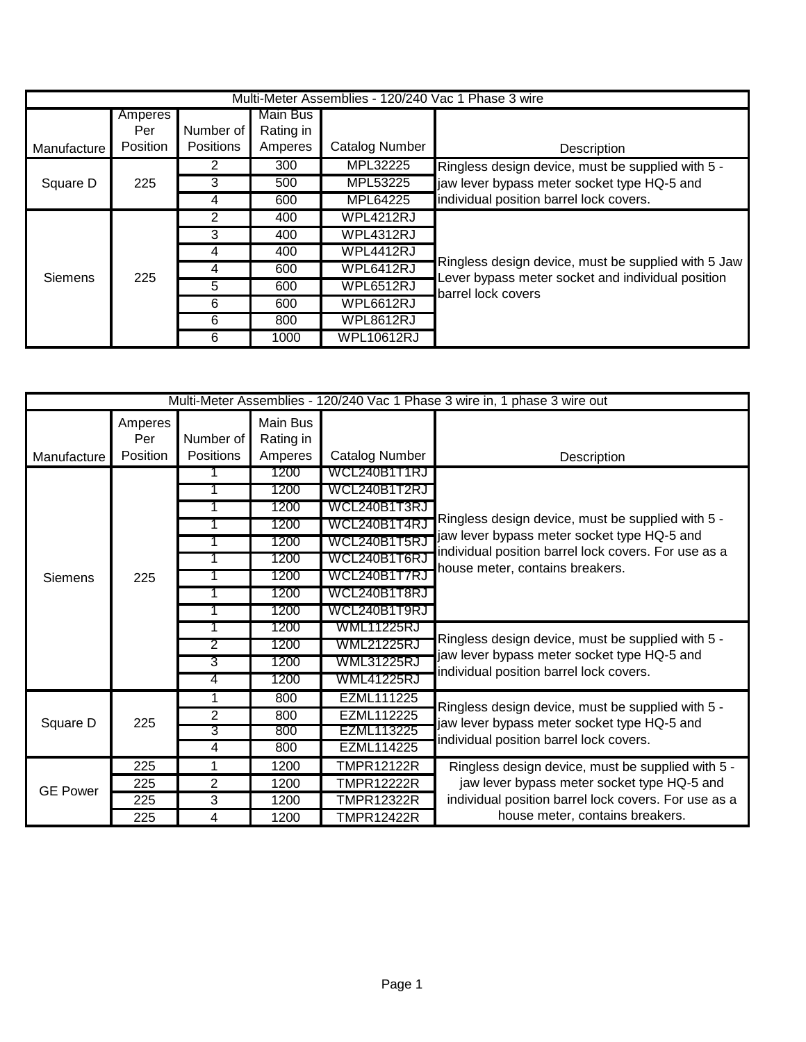| Multi-Meter Assemblies - 120/240 Vac 1 Phase 3 wire | | | | | |
|---|---|---|---|---|---|
| Manufacture | Amperes Per Position | Number of Positions | Main Bus Rating in Amperes | Catalog Number | Description |
| Square D | 225 | 2 | 300 | MPL32225 | Ringless design device, must be supplied with 5 -jaw lever bypass meter socket type HQ-5 and individual position barrel lock covers. |
| | | 3 | 500 | MPL53225 | |
| | | 4 | 600 | MPL64225 | |
| Siemens | 225 | 2 | 400 | WPL4212RJ | Ringless design device, must be supplied with 5 Jaw Lever bypass meter socket and individual position barrel lock covers |
| | | 3 | 400 | WPL4312RJ | |
| | | 4 | 400 | WPL4412RJ | |
| | | 4 | 600 | WPL6412RJ | |
| | | 5 | 600 | WPL6512RJ | |
| | | 6 | 600 | WPL6612RJ | |
| | | 6 | 800 | WPL8612RJ | |
| | | 6 | 1000 | WPL10612RJ | |

| Multi-Meter Assemblies - 120/240 Vac 1 Phase 3 wire in, 1 phase 3 wire out | | | | | |
|---|---|---|---|---|---|
| Manufacture | Amperes Per Position | Number of Positions | Main Bus Rating in Amperes | Catalog Number | Description |
| Siemens | 225 | 1 | 1200 | WCL240B1T1RJ | Ringless design device, must be supplied with 5 -jaw lever bypass meter socket type HQ-5 and individual position barrel lock covers. For use as a house meter, contains breakers. |
| | | 1 | 1200 | WCL240B1T2RJ | |
| | | 1 | 1200 | WCL240B1T3RJ | |
| | | 1 | 1200 | WCL240B1T4RJ | |
| | | 1 | 1200 | WCL240B1T5RJ | |
| | | 1 | 1200 | WCL240B1T6RJ | |
| | | 1 | 1200 | WCL240B1T7RJ | |
| | | 1 | 1200 | WCL240B1T8RJ | |
| | | 1 | 1200 | WCL240B1T9RJ | |
| | | 1 | 1200 | WML11225RJ | Ringless design device, must be supplied with 5 -jaw lever bypass meter socket type HQ-5 and individual position barrel lock covers. |
| | | 2 | 1200 | WML21225RJ | |
| | | 3 | 1200 | WML31225RJ | |
| | | 4 | 1200 | WML41225RJ | |
| Square D | 225 | 1 | 800 | EZML111225 | Ringless design device, must be supplied with 5 -jaw lever bypass meter socket type HQ-5 and individual position barrel lock covers. |
| | | 2 | 800 | EZML112225 | |
| | | 3 | 800 | EZML113225 | |
| | | 4 | 800 | EZML114225 | |
| GE Power | 225 | 1 | 1200 | TMPR12122R | Ringless design device, must be supplied with 5 -jaw lever bypass meter socket type HQ-5 and individual position barrel lock covers. For use as a house meter, contains breakers. |
| | 225 | 2 | 1200 | TMPR12222R | |
| | 225 | 3 | 1200 | TMPR12322R | |
| | 225 | 4 | 1200 | TMPR12422R | |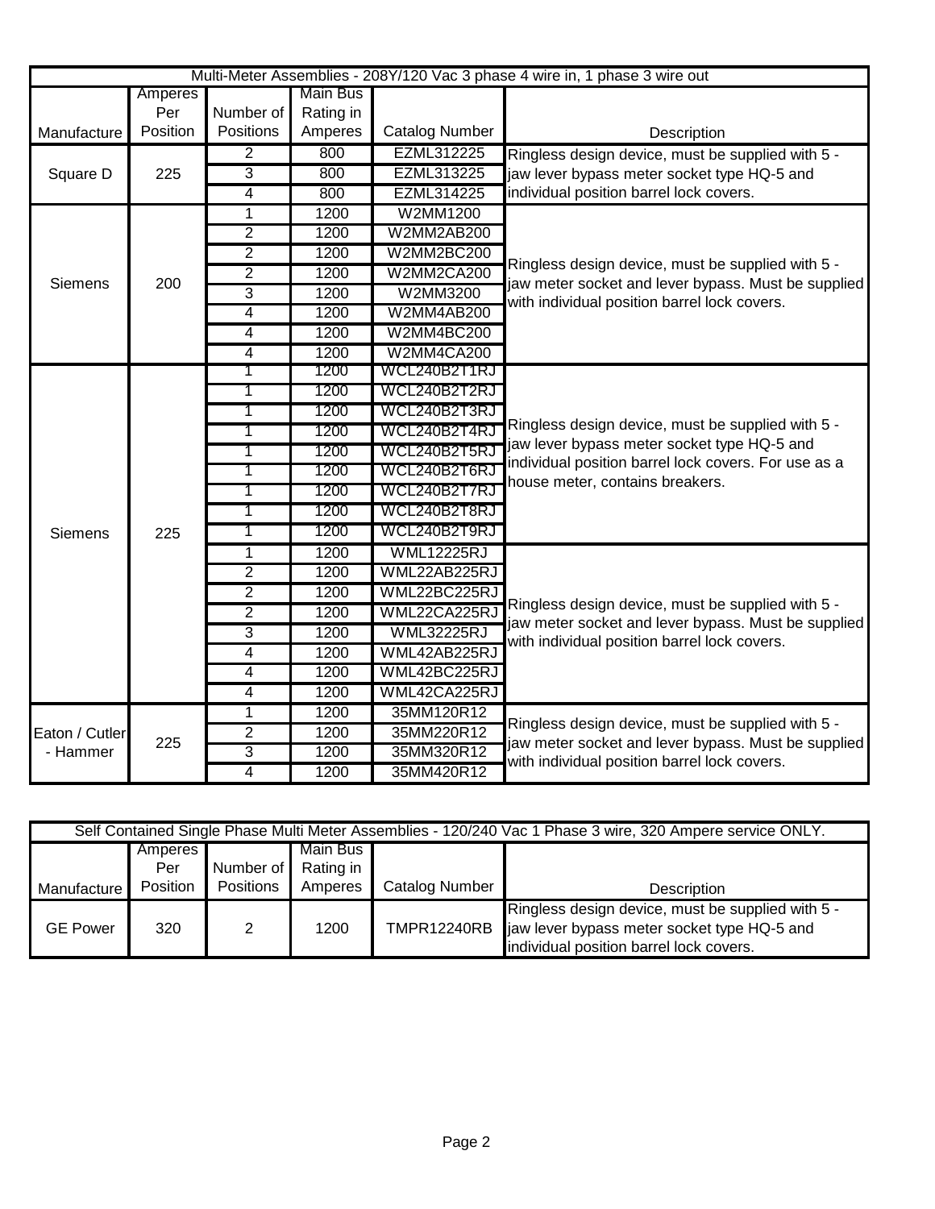| Multi-Meter Assemblies - 208Y/120 Vac 3 phase 4 wire in, 1 phase 3 wire out | | | | | |
|---|---|---|---|---|---|
| Manufacture | Amperes Per Position | Number of Positions | Main Bus Rating in Amperes | Catalog Number | Description |
| Square D | 225 | 2 | 800 | EZML312225 | Ringless design device, must be supplied with 5 - jaw lever bypass meter socket type HQ-5 and individual position barrel lock covers. |
| | | 3 | 800 | EZML313225 | |
| | | 4 | 800 | EZML314225 | |
| Siemens | 200 | 1 | 1200 | W2MM1200 | Ringless design device, must be supplied with 5 - jaw meter socket and lever bypass. Must be supplied with individual position barrel lock covers. |
| | | 2 | 1200 | W2MM2AB200 | |
| | | 2 | 1200 | W2MM2BC200 | |
| | | 2 | 1200 | W2MM2CA200 | |
| | | 3 | 1200 | W2MM3200 | |
| | | 4 | 1200 | W2MM4AB200 | |
| | | 4 | 1200 | W2MM4BC200 | |
| | | 4 | 1200 | W2MM4CA200 | |
| Siemens | 225 | 1 | 1200 | WCL240B2T1RJ | Ringless design device, must be supplied with 5 - jaw lever bypass meter socket type HQ-5 and individual position barrel lock covers. For use as a house meter, contains breakers. |
| | | 1 | 1200 | WCL240B2T2RJ | |
| | | 1 | 1200 | WCL240B2T3RJ | |
| | | 1 | 1200 | WCL240B2T4RJ | |
| | | 1 | 1200 | WCL240B2T5RJ | |
| | | 1 | 1200 | WCL240B2T6RJ | |
| | | 1 | 1200 | WCL240B2T7RJ | |
| | | 1 | 1200 | WCL240B2T8RJ | |
| | | 1 | 1200 | WCL240B2T9RJ | |
| | | 1 | 1200 | WML12225RJ | Ringless design device, must be supplied with 5 - jaw meter socket and lever bypass. Must be supplied with individual position barrel lock covers. |
| | | 2 | 1200 | WML22AB225RJ | |
| | | 2 | 1200 | WML22BC225RJ | |
| | | 2 | 1200 | WML22CA225RJ | |
| | | 3 | 1200 | WML32225RJ | |
| | | 4 | 1200 | WML42AB225RJ | |
| | | 4 | 1200 | WML42BC225RJ | |
| | | 4 | 1200 | WML42CA225RJ | |
| Eaton / Cutler - Hammer | 225 | 1 | 1200 | 35MM120R12 | Ringless design device, must be supplied with 5 - jaw meter socket and lever bypass. Must be supplied with individual position barrel lock covers. |
| | | 2 | 1200 | 35MM220R12 | |
| | | 3 | 1200 | 35MM320R12 | |
| | | 4 | 1200 | 35MM420R12 | |

| Self Contained Single Phase Multi Meter Assemblies - 120/240 Vac 1 Phase 3 wire, 320 Ampere service ONLY. | | | | | |
|---|---|---|---|---|---|
| Manufacture | Amperes Per Position | Number of Positions | Main Bus Rating in Amperes | Catalog Number | Description |
| GE Power | 320 | 2 | 1200 | TMPR12240RB | Ringless design device, must be supplied with 5 - jaw lever bypass meter socket type HQ-5 and individual position barrel lock covers. |